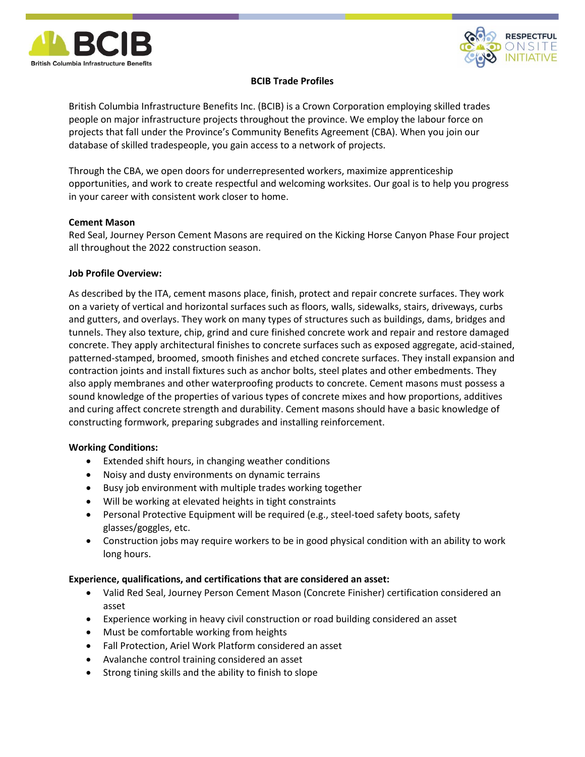# BCIB Trade Profiles

British Columbia Infrastructure Benefits Inc. (BCIB) is a Crown Corporation employing skilled trades people on major infrastructure projects throughout the province. We employ the labour force on projects that fall under the Province's Community Benefits Agreement (CBA). When you join our database of skilled tradespeople, you gain access to a network of projects.

Through the CBA, we open doors for underrepresented workers, maximize apprenticeship opportunities, and work to create respectful and welcoming worksites. Our goal is to help you progress in your career with consistent work closer to home.

**Cement Mason**
Red Seal, Journey Person Cement Masons are required on the Kicking Horse Canyon Phase Four project all throughout the 2022 construction season.

**Job Profile Overview:**

As described by the ITA, cement masons place, finish, protect and repair concrete surfaces. They work on a variety of vertical and horizontal surfaces such as floors, walls, sidewalks, stairs, driveways, curbs and gutters, and overlays. They work on many types of structures such as buildings, dams, bridges and tunnels. They also texture, chip, grind and cure finished concrete work and repair and restore damaged concrete. They apply architectural finishes to concrete surfaces such as exposed aggregate, acid-stained, patterned-stamped, broomed, smooth finishes and etched concrete surfaces. They install expansion and contraction joints and install fixtures such as anchor bolts, steel plates and other embedments. They also apply membranes and other waterproofing products to concrete. Cement masons must possess a sound knowledge of the properties of various types of concrete mixes and how proportions, additives and curing affect concrete strength and durability. Cement masons should have a basic knowledge of constructing formwork, preparing subgrades and installing reinforcement.

**Working Conditions:**

- Extended shift hours, in changing weather conditions
- Noisy and dusty environments on dynamic terrains
- Busy job environment with multiple trades working together
- Will be working at elevated heights in tight constraints
- Personal Protective Equipment will be required (e.g., steel-toed safety boots, safety glasses/goggles, etc.
- Construction jobs may require workers to be in good physical condition with an ability to work long hours.

**Experience, qualifications, and certifications that are considered an asset:**

- Valid Red Seal, Journey Person Cement Mason (Concrete Finisher) certification considered an asset
- Experience working in heavy civil construction or road building considered an asset
- Must be comfortable working from heights
- Fall Protection, Ariel Work Platform considered an asset
- Avalanche control training considered an asset
- Strong tining skills and the ability to finish to slope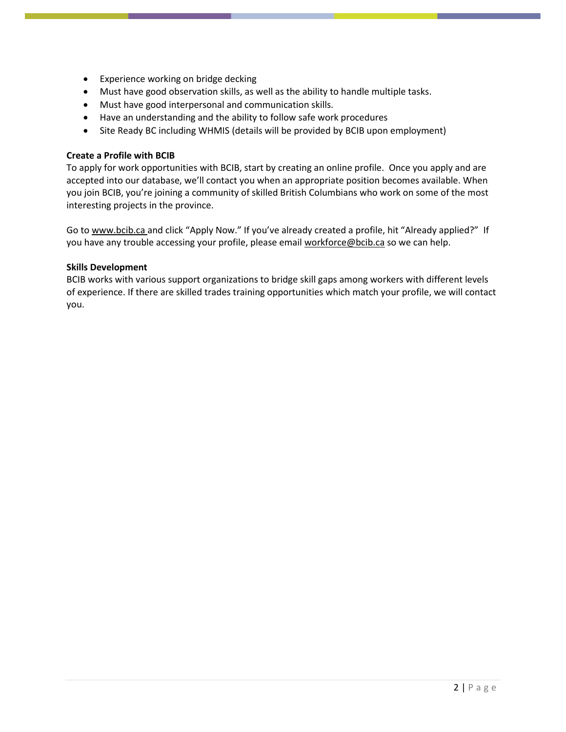- Experience working on bridge decking
- Must have good observation skills, as well as the ability to handle multiple tasks.
- Must have good interpersonal and communication skills.
- Have an understanding and the ability to follow safe work procedures
- Site Ready BC including WHMIS (details will be provided by BCIB upon employment)

**Create a Profile with BCIB**

To apply for work opportunities with BCIB, start by creating an online profile. Once you apply and are accepted into our database, we'll contact you when an appropriate position becomes available. When you join BCIB, you're joining a community of skilled British Columbians who work on some of the most interesting projects in the province.

Go to www.bcib.ca and click "Apply Now." If you've already created a profile, hit "Already applied?" If you have any trouble accessing your profile, please email workforce@bcib.ca so we can help.

**Skills Development**

BCIB works with various support organizations to bridge skill gaps among workers with different levels of experience. If there are skilled trades training opportunities which match your profile, we will contact you.